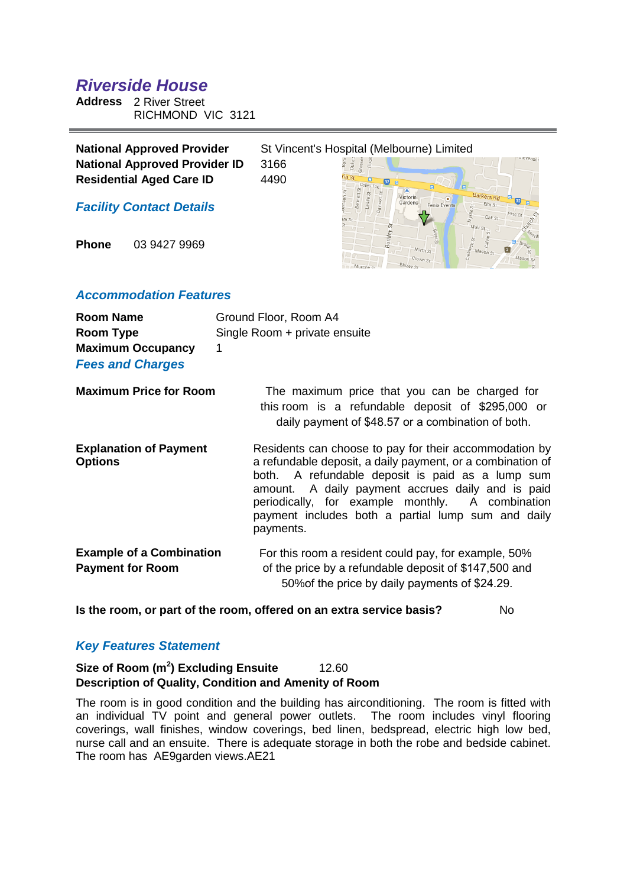# Riverside House

**Address** 2 River Street
RICHMOND VIC 3121

---

**National Approved Provider** St Vincent's Hospital (Melbourne) Limited
**National Approved Provider ID** 3166
**Residential Aged Care ID** 4490

## Facility Contact Details

**Phone** 03 9427 9969

## Accommodation Features

**Room Name** Ground Floor, Room A4
**Room Type** Single Room + private ensuite
**Maximum Occupancy** 1

## Fees and Charges

**Maximum Price for Room**

The maximum price that you can be charged for this room is a refundable deposit of $295,000 or daily payment of $48.57 or a combination of both.

**Explanation of Payment Options**

Residents can choose to pay for their accommodation by a refundable deposit, a daily payment, or a combination of both. A refundable deposit is paid as a lump sum amount. A daily payment accrues daily and is paid periodically, for example monthly. A combination payment includes both a partial lump sum and daily payments.

**Example of a Combination Payment for Room**

For this room a resident could pay, for example, 50% of the price by a refundable deposit of $147,500 and 50%of the price by daily payments of $24.29.

**Is the room, or part of the room, offered on an extra service basis?** No

## Key Features Statement

**Size of Room ($m^2$) Excluding Ensuite** 12.60

**Description of Quality, Condition and Amenity of Room**

The room is in good condition and the building has airconditioning. The room is fitted with an individual TV point and general power outlets. The room includes vinyl flooring coverings, wall finishes, window coverings, bed linen, bedspread, electric high low bed, nurse call and an ensuite. There is adequate storage in both the robe and bedside cabinet. The room has AE9garden views.AE21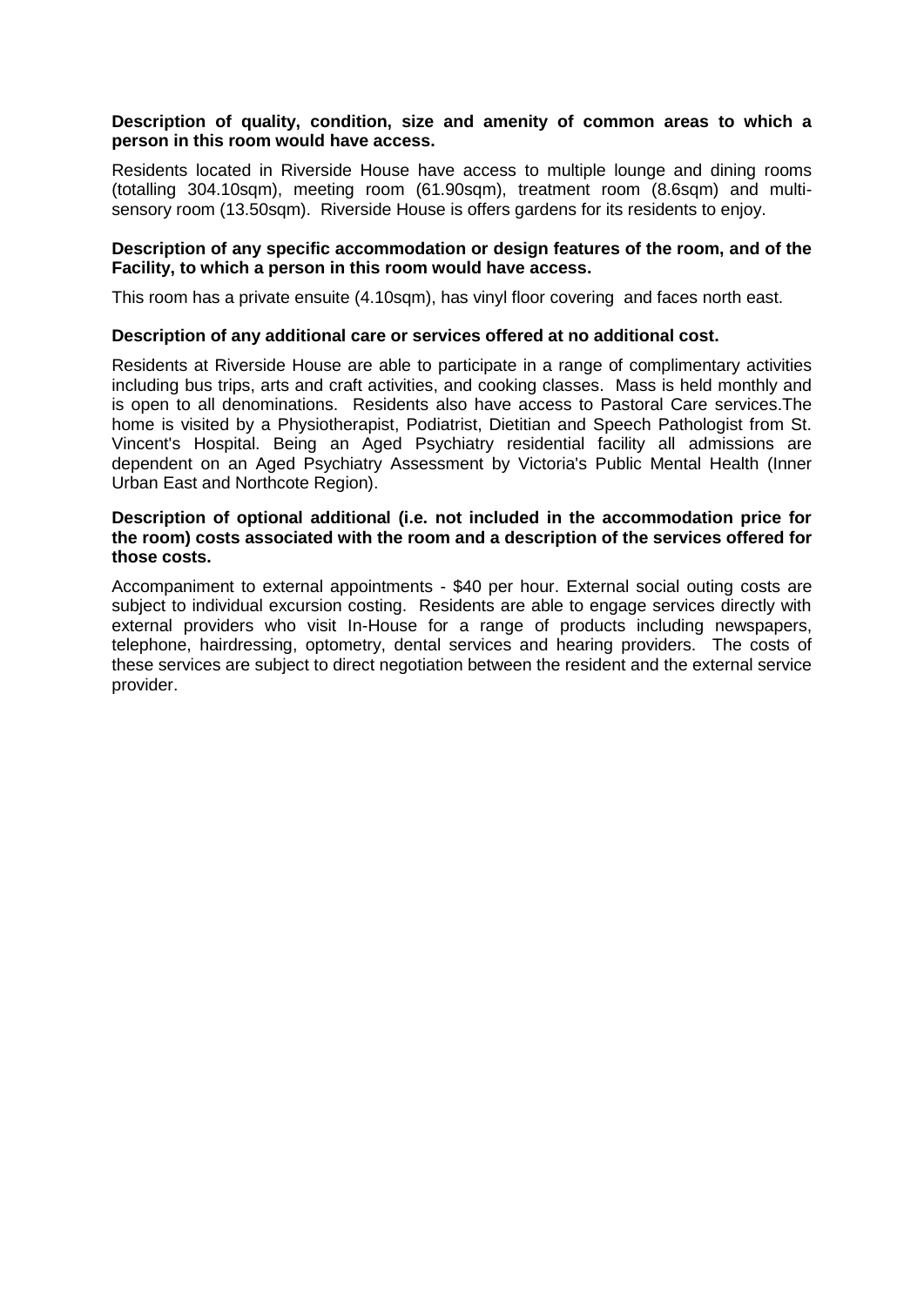**Description of quality, condition, size and amenity of common areas to which a person in this room would have access.**

Residents located in Riverside House have access to multiple lounge and dining rooms (totalling 304.10sqm), meeting room (61.90sqm), treatment room (8.6sqm) and multi-sensory room (13.50sqm). Riverside House is offers gardens for its residents to enjoy.

**Description of any specific accommodation or design features of the room, and of the Facility, to which a person in this room would have access.**

This room has a private ensuite (4.10sqm), has vinyl floor covering and faces north east.

**Description of any additional care or services offered at no additional cost.**

Residents at Riverside House are able to participate in a range of complimentary activities including bus trips, arts and craft activities, and cooking classes. Mass is held monthly and is open to all denominations. Residents also have access to Pastoral Care services.The home is visited by a Physiotherapist, Podiatrist, Dietitian and Speech Pathologist from St. Vincent's Hospital. Being an Aged Psychiatry residential facility all admissions are dependent on an Aged Psychiatry Assessment by Victoria's Public Mental Health (Inner Urban East and Northcote Region).

**Description of optional additional (i.e. not included in the accommodation price for the room) costs associated with the room and a description of the services offered for those costs.**

Accompaniment to external appointments - $40 per hour. External social outing costs are subject to individual excursion costing. Residents are able to engage services directly with external providers who visit In-House for a range of products including newspapers, telephone, hairdressing, optometry, dental services and hearing providers. The costs of these services are subject to direct negotiation between the resident and the external service provider.